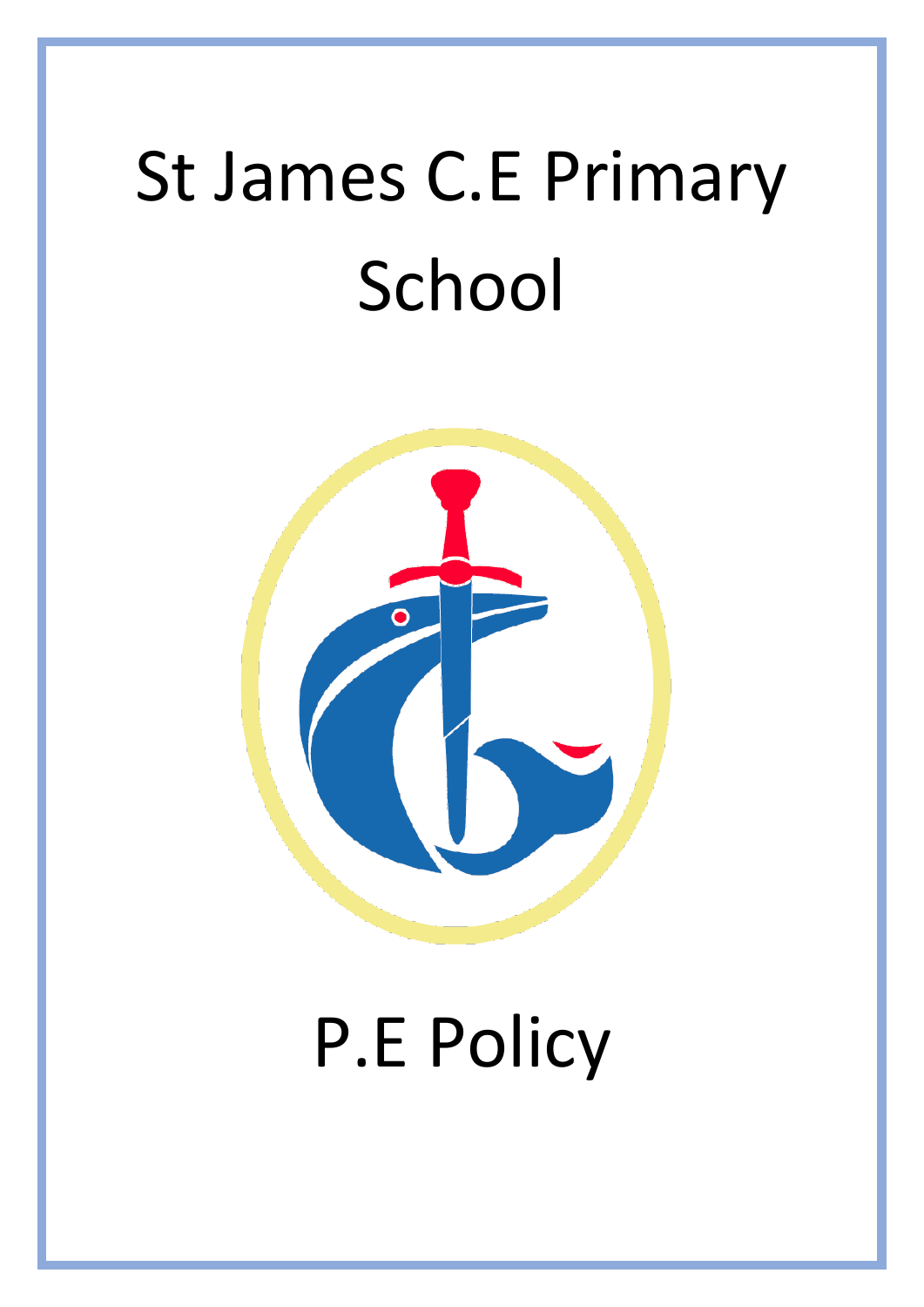# St James C.E Primary School

# P.E Policy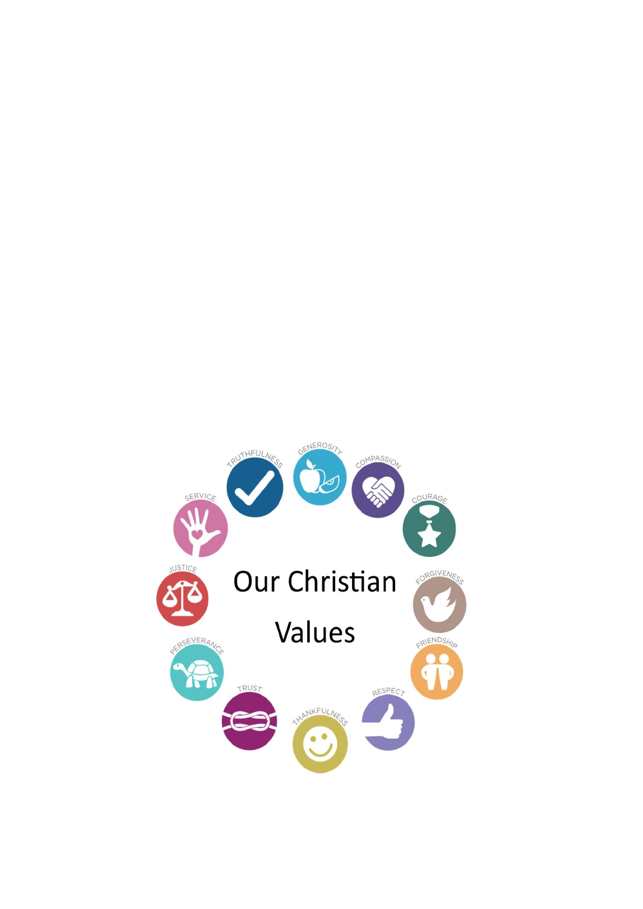# Our Christian Values

TRUTHFULNESS

GENEROSITY

COMPASSION

COURAGE

FORGIVENESS

FRIENDSHIP

RESPECT

THANKFULNESS

TRUST

PERSEVERANCE

JUSTICE

SERVICE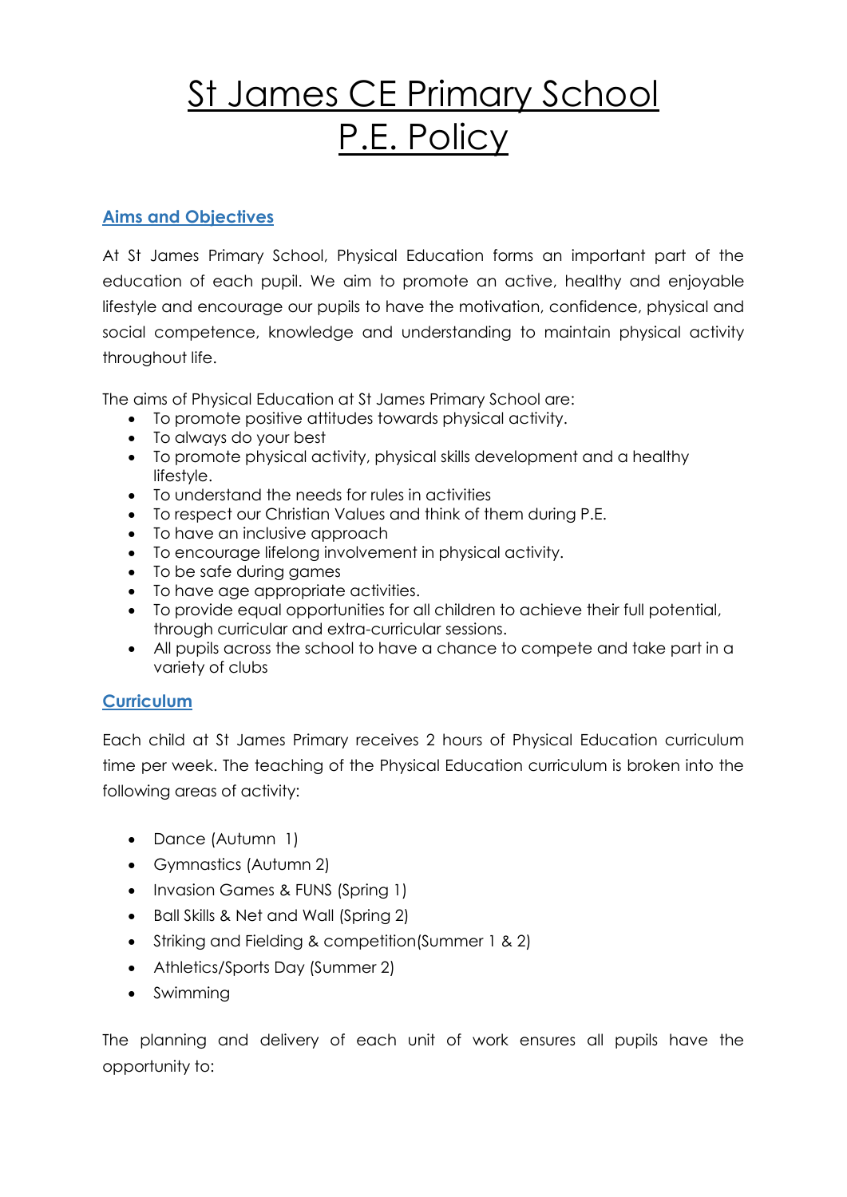# St James CE Primary School P.E. Policy

## Aims and Objectives

At St James Primary School, Physical Education forms an important part of the education of each pupil. We aim to promote an active, healthy and enjoyable lifestyle and encourage our pupils to have the motivation, confidence, physical and social competence, knowledge and understanding to maintain physical activity throughout life.

The aims of Physical Education at St James Primary School are:

- To promote positive attitudes towards physical activity.
- To always do your best
- To promote physical activity, physical skills development and a healthy lifestyle.
- To understand the needs for rules in activities
- To respect our Christian Values and think of them during P.E.
- To have an inclusive approach
- To encourage lifelong involvement in physical activity.
- To be safe during games
- To have age appropriate activities.
- To provide equal opportunities for all children to achieve their full potential, through curricular and extra-curricular sessions.
- All pupils across the school to have a chance to compete and take part in a variety of clubs

## Curriculum

Each child at St James Primary receives 2 hours of Physical Education curriculum time per week. The teaching of the Physical Education curriculum is broken into the following areas of activity:

- Dance (Autumn 1)
- Gymnastics (Autumn 2)
- Invasion Games & FUNS (Spring 1)
- Ball Skills & Net and Wall (Spring 2)
- Striking and Fielding & competition(Summer 1 & 2)
- Athletics/Sports Day (Summer 2)
- Swimming

The planning and delivery of each unit of work ensures all pupils have the opportunity to: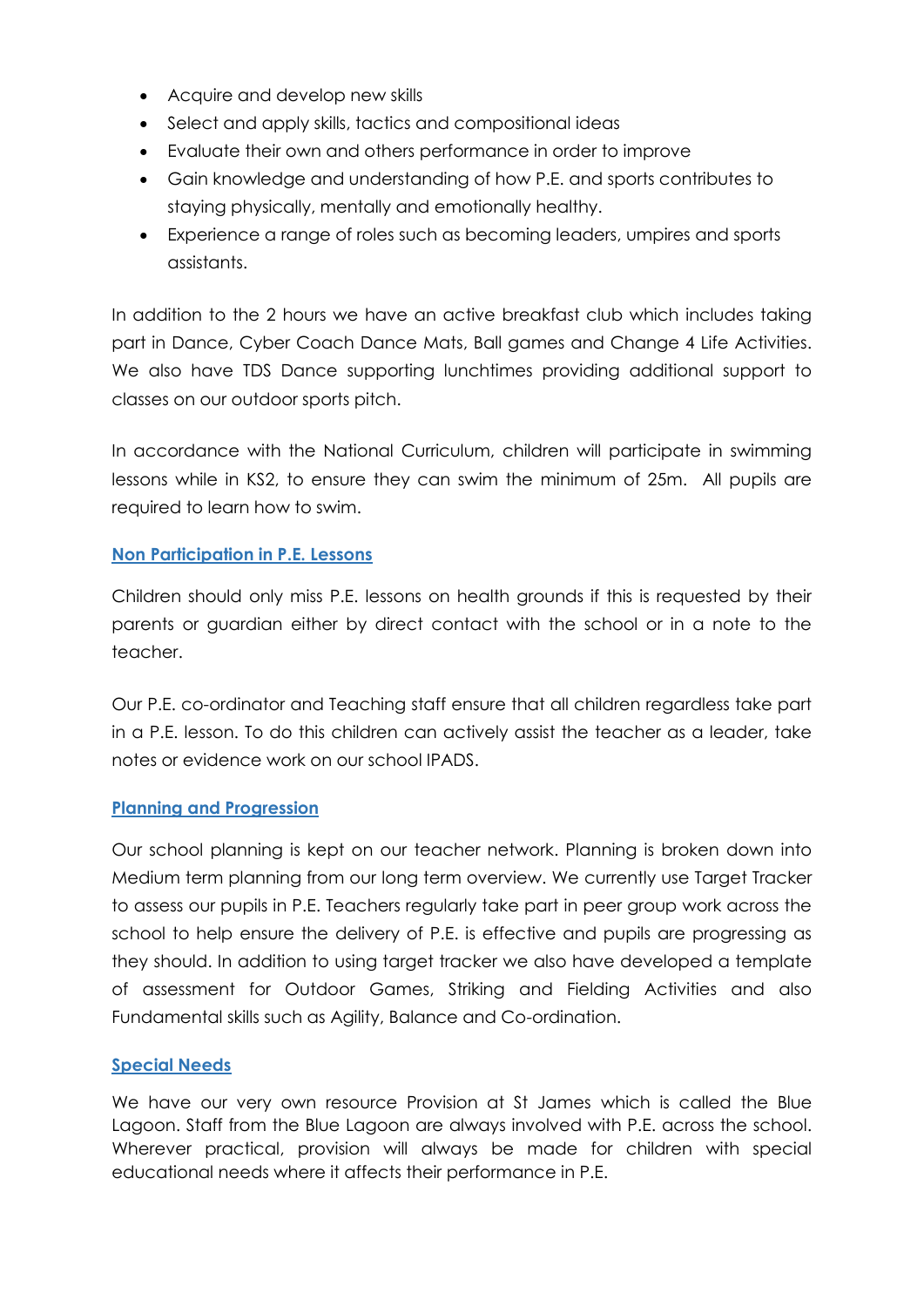- Acquire and develop new skills
- Select and apply skills, tactics and compositional ideas
- Evaluate their own and others performance in order to improve
- Gain knowledge and understanding of how P.E. and sports contributes to staying physically, mentally and emotionally healthy.
- Experience a range of roles such as becoming leaders, umpires and sports assistants.

In addition to the 2 hours we have an active breakfast club which includes taking part in Dance, Cyber Coach Dance Mats, Ball games and Change 4 Life Activities. We also have TDS Dance supporting lunchtimes providing additional support to classes on our outdoor sports pitch.

In accordance with the National Curriculum, children will participate in swimming lessons while in KS2, to ensure they can swim the minimum of 25m. All pupils are required to learn how to swim.

## Non Participation in P.E. Lessons

Children should only miss P.E. lessons on health grounds if this is requested by their parents or guardian either by direct contact with the school or in a note to the teacher.

Our P.E. co-ordinator and Teaching staff ensure that all children regardless take part in a P.E. lesson. To do this children can actively assist the teacher as a leader, take notes or evidence work on our school IPADS.

## Planning and Progression

Our school planning is kept on our teacher network. Planning is broken down into Medium term planning from our long term overview. We currently use Target Tracker to assess our pupils in P.E. Teachers regularly take part in peer group work across the school to help ensure the delivery of P.E. is effective and pupils are progressing as they should. In addition to using target tracker we also have developed a template of assessment for Outdoor Games, Striking and Fielding Activities and also Fundamental skills such as Agility, Balance and Co-ordination.

## Special Needs

We have our very own resource Provision at St James which is called the Blue Lagoon. Staff from the Blue Lagoon are always involved with P.E. across the school. Wherever practical, provision will always be made for children with special educational needs where it affects their performance in P.E.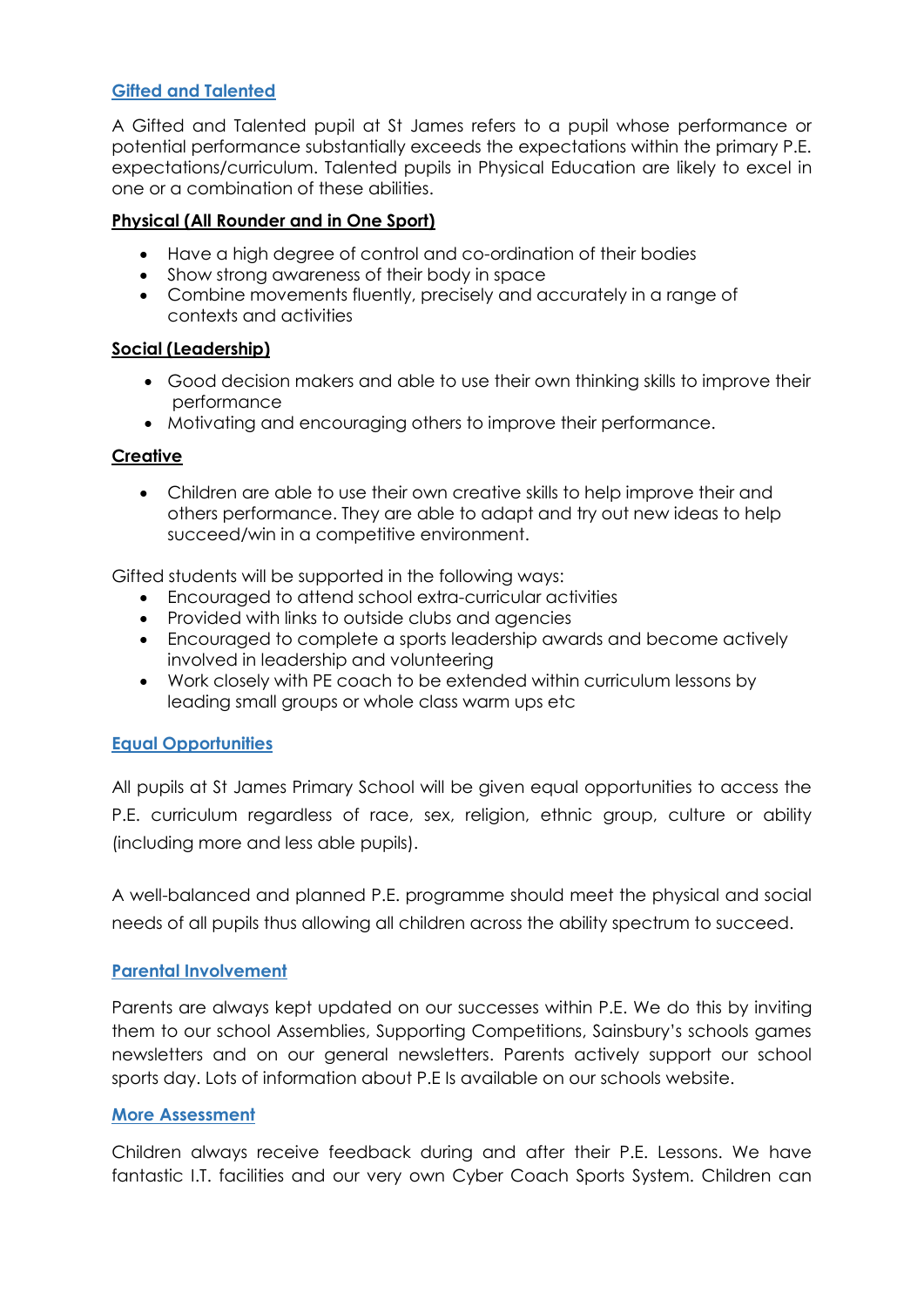## Gifted and Talented

A Gifted and Talented pupil at St James refers to a pupil whose performance or potential performance substantially exceeds the expectations within the primary P.E. expectations/curriculum. Talented pupils in Physical Education are likely to excel in one or a combination of these abilities.

### Physical (All Rounder and in One Sport)

- Have a high degree of control and co-ordination of their bodies
- Show strong awareness of their body in space
- Combine movements fluently, precisely and accurately in a range of contexts and activities

### Social (Leadership)

- Good decision makers and able to use their own thinking skills to improve their performance
- Motivating and encouraging others to improve their performance.

### Creative

- Children are able to use their own creative skills to help improve their and others performance. They are able to adapt and try out new ideas to help succeed/win in a competitive environment.

Gifted students will be supported in the following ways:

- Encouraged to attend school extra-curricular activities
- Provided with links to outside clubs and agencies
- Encouraged to complete a sports leadership awards and become actively involved in leadership and volunteering
- Work closely with PE coach to be extended within curriculum lessons by leading small groups or whole class warm ups etc

## Equal Opportunities

All pupils at St James Primary School will be given equal opportunities to access the P.E. curriculum regardless of race, sex, religion, ethnic group, culture or ability (including more and less able pupils).

A well-balanced and planned P.E. programme should meet the physical and social needs of all pupils thus allowing all children across the ability spectrum to succeed.

## Parental Involvement

Parents are always kept updated on our successes within P.E. We do this by inviting them to our school Assemblies, Supporting Competitions, Sainsbury's schools games newsletters and on our general newsletters. Parents actively support our school sports day. Lots of information about P.E Is available on our schools website.

## More Assessment

Children always receive feedback during and after their P.E. Lessons. We have fantastic I.T. facilities and our very own Cyber Coach Sports System. Children can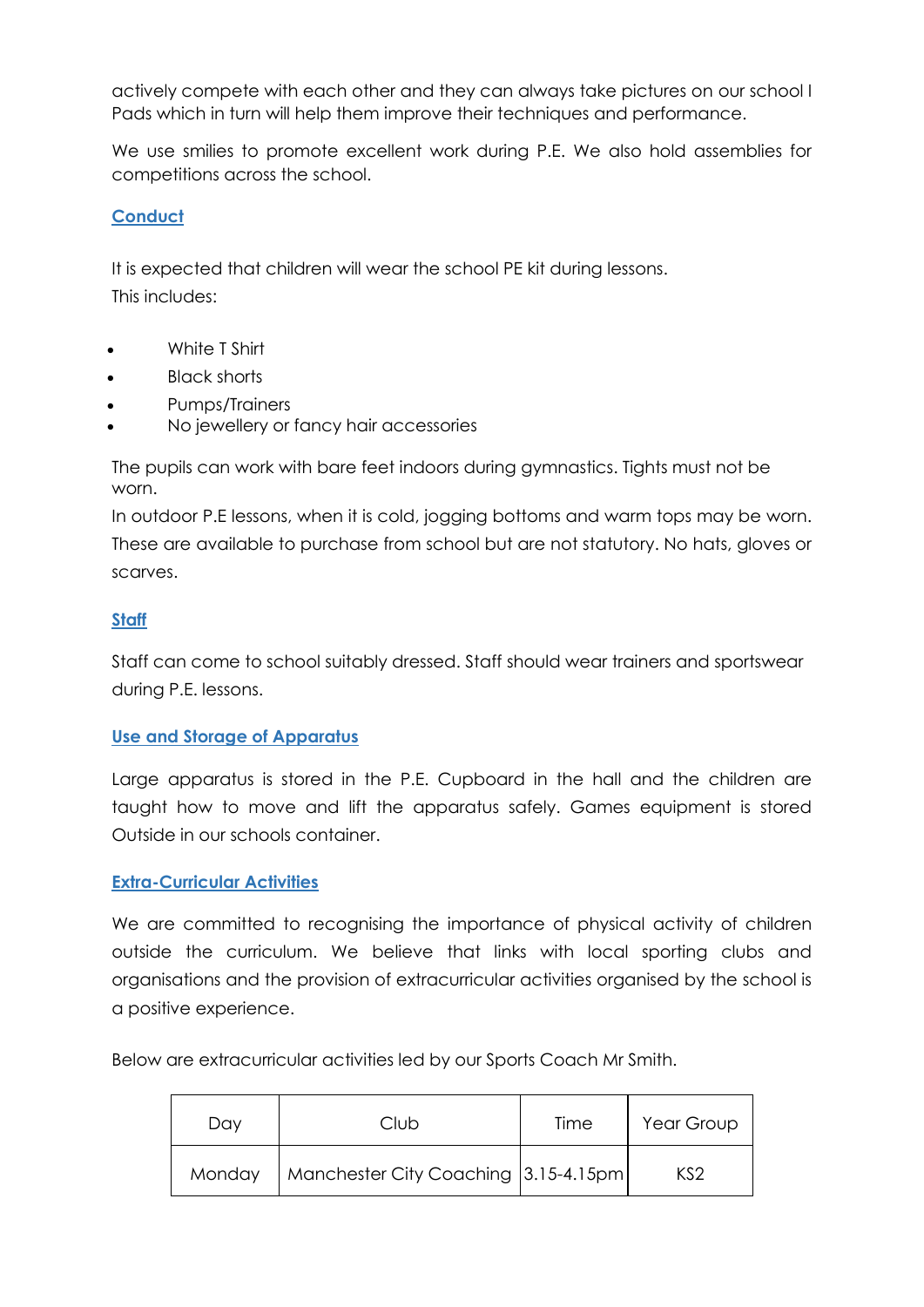actively compete with each other and they can always take pictures on our school I Pads which in turn will help them improve their techniques and performance.

We use smilies to promote excellent work during P.E. We also hold assemblies for competitions across the school.

## Conduct

It is expected that children will wear the school PE kit during lessons.
This includes:

- White T Shirt
- Black shorts
- Pumps/Trainers
- No jewellery or fancy hair accessories

The pupils can work with bare feet indoors during gymnastics. Tights must not be worn.
In outdoor P.E lessons, when it is cold, jogging bottoms and warm tops may be worn. These are available to purchase from school but are not statutory. No hats, gloves or scarves.

## Staff

Staff can come to school suitably dressed. Staff should wear trainers and sportswear during P.E. lessons.

## Use and Storage of Apparatus

Large apparatus is stored in the P.E. Cupboard in the hall and the children are taught how to move and lift the apparatus safely. Games equipment is stored Outside in our schools container.

## Extra-Curricular Activities

We are committed to recognising the importance of physical activity of children outside the curriculum. We believe that links with local sporting clubs and organisations and the provision of extracurricular activities organised by the school is a positive experience.

Below are extracurricular activities led by our Sports Coach Mr Smith.

| Day | Club | Time | Year Group |
|---|---|---|---|
| Monday | Manchester City Coaching | 3.15-4.15pm | KS2 |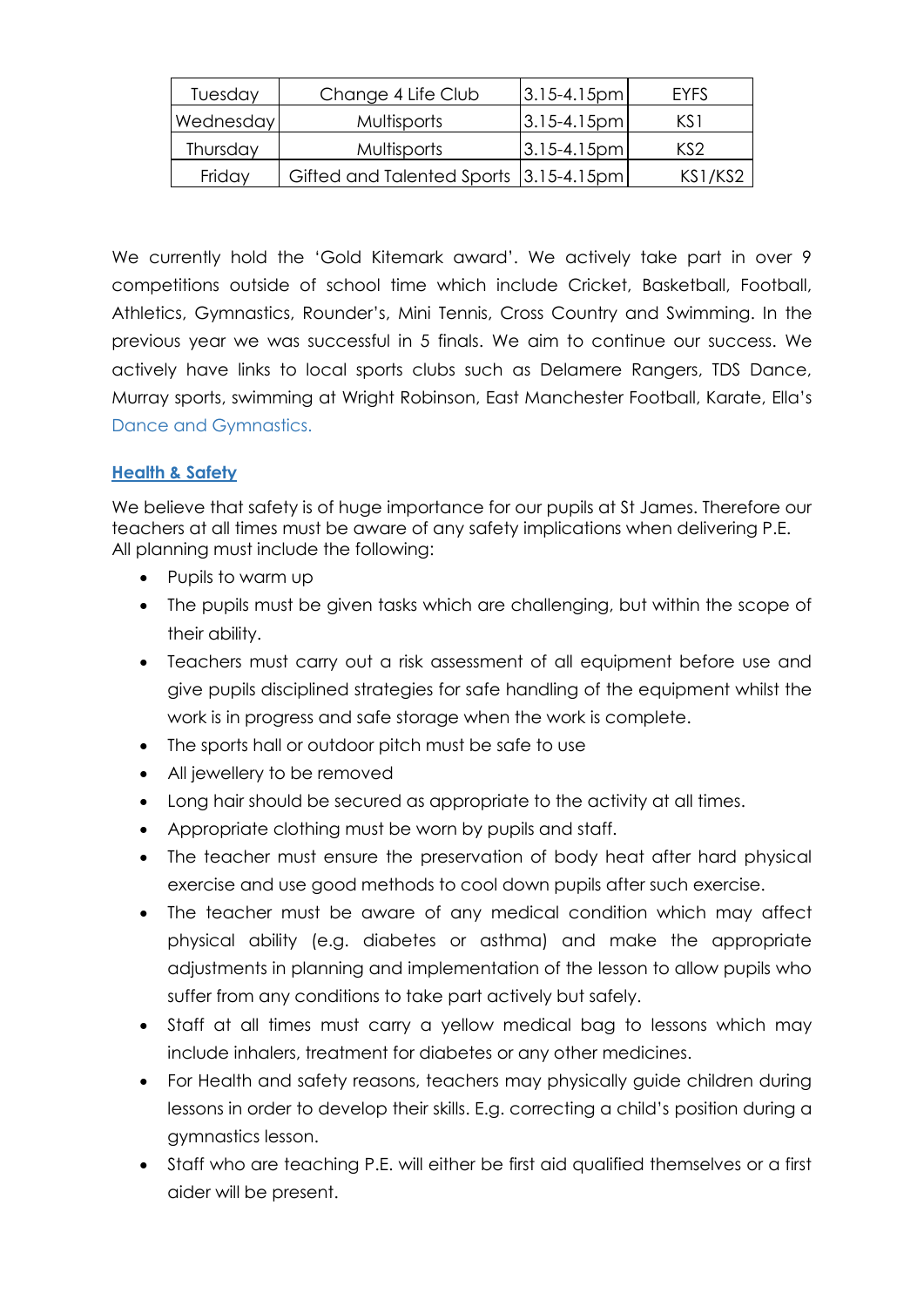| Tuesday | Change 4 Life Club | 3.15-4.15pm | EYFS |
|---|---|---|---|
| Wednesday | Multisports | 3.15-4.15pm | KS1 |
| Thursday | Multisports | 3.15-4.15pm | KS2 |
| Friday | Gifted and Talented Sports | 3.15-4.15pm | KS1/KS2 |

We currently hold the 'Gold Kitemark award'. We actively take part in over 9 competitions outside of school time which include Cricket, Basketball, Football, Athletics, Gymnastics, Rounder's, Mini Tennis, Cross Country and Swimming. In the previous year we was successful in 5 finals. We aim to continue our success. We actively have links to local sports clubs such as Delamere Rangers, TDS Dance, Murray sports, swimming at Wright Robinson, East Manchester Football, Karate, Ella's Dance and Gymnastics.

## Health & Safety

We believe that safety is of huge importance for our pupils at St James. Therefore our teachers at all times must be aware of any safety implications when delivering P.E. All planning must include the following:

- Pupils to warm up
- The pupils must be given tasks which are challenging, but within the scope of their ability.
- Teachers must carry out a risk assessment of all equipment before use and give pupils disciplined strategies for safe handling of the equipment whilst the work is in progress and safe storage when the work is complete.
- The sports hall or outdoor pitch must be safe to use
- All jewellery to be removed
- Long hair should be secured as appropriate to the activity at all times.
- Appropriate clothing must be worn by pupils and staff.
- The teacher must ensure the preservation of body heat after hard physical exercise and use good methods to cool down pupils after such exercise.
- The teacher must be aware of any medical condition which may affect physical ability (e.g. diabetes or asthma) and make the appropriate adjustments in planning and implementation of the lesson to allow pupils who suffer from any conditions to take part actively but safely.
- Staff at all times must carry a yellow medical bag to lessons which may include inhalers, treatment for diabetes or any other medicines.
- For Health and safety reasons, teachers may physically guide children during lessons in order to develop their skills. E.g. correcting a child's position during a gymnastics lesson.
- Staff who are teaching P.E. will either be first aid qualified themselves or a first aider will be present.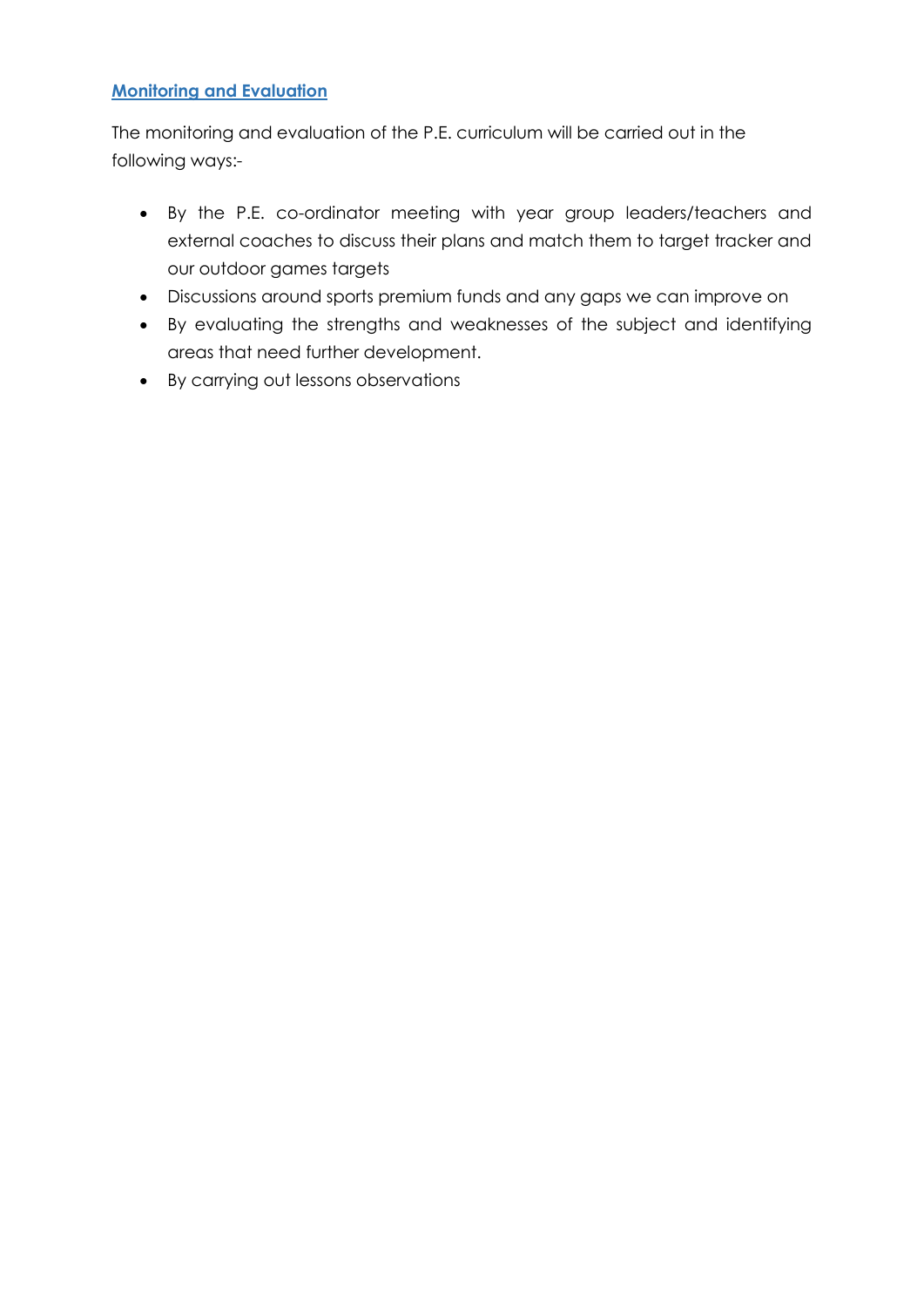## Monitoring and Evaluation

The monitoring and evaluation of the P.E. curriculum will be carried out in the following ways:-

- By the P.E. co-ordinator meeting with year group leaders/teachers and external coaches to discuss their plans and match them to target tracker and our outdoor games targets
- Discussions around sports premium funds and any gaps we can improve on
- By evaluating the strengths and weaknesses of the subject and identifying areas that need further development.
- By carrying out lessons observations